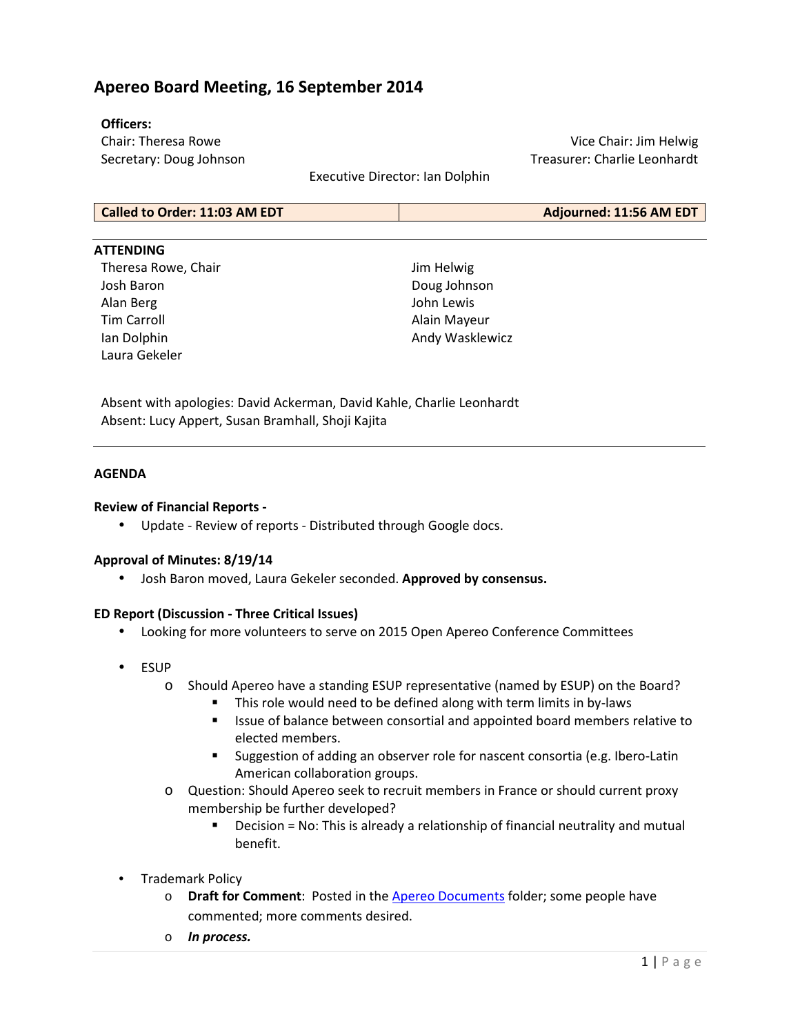# Apereo Board Meeting, 16 September 2014

**Officers:**

Chair: Theresa Rowe
Vice Chair: Jim Helwig
Secretary: Doug Johnson
Treasurer: Charlie Leonhardt
Executive Director: Ian Dolphin

| Called to Order: 11:03 AM EDT | Adjourned: 11:56 AM EDT |
|---|---|

**ATTENDING**

Theresa Rowe, Chair
Josh Baron
Alan Berg
Tim Carroll
Ian Dolphin
Laura Gekeler
Jim Helwig
Doug Johnson
John Lewis
Alain Mayeur
Andy Wasklewicz

Absent with apologies: David Ackerman, David Kahle, Charlie Leonhardt
Absent: Lucy Appert, Susan Bramhall, Shoji Kajita

**AGENDA**

**Review of Financial Reports -**

- Update - Review of reports - Distributed through Google docs.

**Approval of Minutes: 8/19/14**

- Josh Baron moved, Laura Gekeler seconded. **Approved by consensus.**

**ED Report (Discussion - Three Critical Issues)**

- Looking for more volunteers to serve on 2015 Open Apereo Conference Committees

- ESUP
  - Should Apereo have a standing ESUP representative (named by ESUP) on the Board?
    - This role would need to be defined along with term limits in by-laws
    - Issue of balance between consortial and appointed board members relative to elected members.
    - Suggestion of adding an observer role for nascent consortia (e.g. Ibero-Latin American collaboration groups.
  - Question: Should Apereo seek to recruit members in France or should current proxy membership be further developed?
    - Decision = No: This is already a relationship of financial neutrality and mutual benefit.

- Trademark Policy
  - **Draft for Comment**: Posted in the Apereo Documents folder; some people have commented; more comments desired.
  - ***In process.***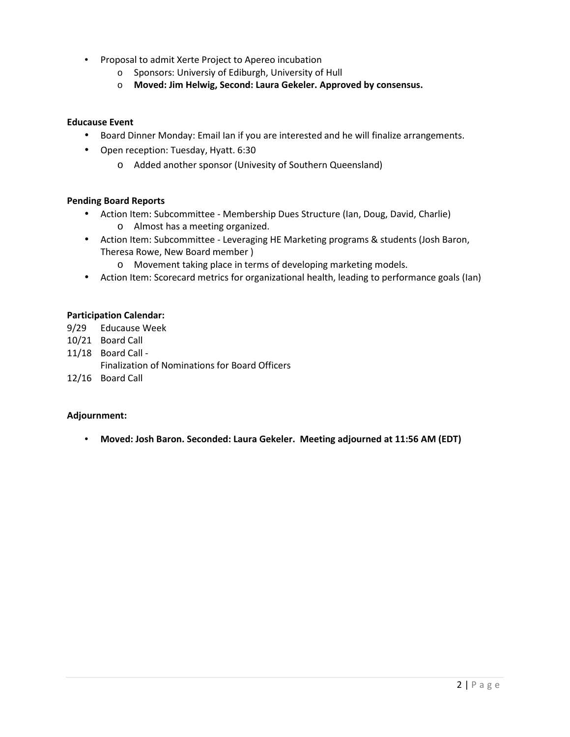- Proposal to admit Xerte Project to Apereo incubation
  - Sponsors: Universiy of Ediburgh, University of Hull
  - **Moved: Jim Helwig, Second: Laura Gekeler. Approved by consensus.**

**Educause Event**

- Board Dinner Monday: Email Ian if you are interested and he will finalize arrangements.
- Open reception: Tuesday, Hyatt. 6:30
  - Added another sponsor (Univesity of Southern Queensland)

**Pending Board Reports**

- Action Item: Subcommittee - Membership Dues Structure (Ian, Doug, David, Charlie)
  - Almost has a meeting organized.
- Action Item: Subcommittee - Leveraging HE Marketing programs & students (Josh Baron, Theresa Rowe, New Board member )
  - Movement taking place in terms of developing marketing models.
- Action Item: Scorecard metrics for organizational health, leading to performance goals (Ian)

**Participation Calendar:**

9/29 Educause Week
10/21 Board Call
11/18 Board Call -
Finalization of Nominations for Board Officers
12/16 Board Call

**Adjournment:**

- **Moved: Josh Baron. Seconded: Laura Gekeler. Meeting adjourned at 11:56 AM (EDT)**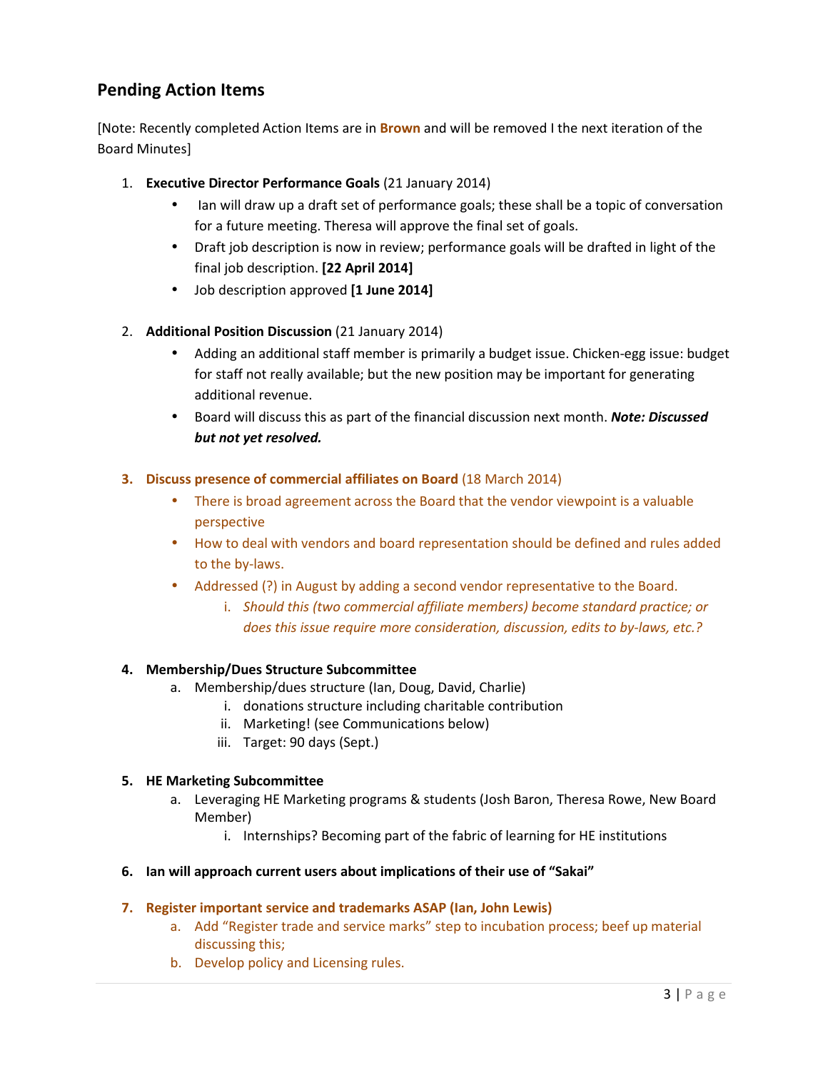## Pending Action Items

[Note: Recently completed Action Items are in **Brown** and will be removed I the next iteration of the Board Minutes]

1. **Executive Director Performance Goals** (21 January 2014)
   - Ian will draw up a draft set of performance goals; these shall be a topic of conversation for a future meeting. Theresa will approve the final set of goals.
   - Draft job description is now in review; performance goals will be drafted in light of the final job description. **[22 April 2014]**
   - Job description approved **[1 June 2014]**

2. **Additional Position Discussion** (21 January 2014)
   - Adding an additional staff member is primarily a budget issue. Chicken-egg issue: budget for staff not really available; but the new position may be important for generating additional revenue.
   - Board will discuss this as part of the financial discussion next month. ***Note: Discussed but not yet resolved.***

3. **Discuss presence of commercial affiliates on Board** (18 March 2014)
   - There is broad agreement across the Board that the vendor viewpoint is a valuable perspective
   - How to deal with vendors and board representation should be defined and rules added to the by-laws.
   - Addressed (?) in August by adding a second vendor representative to the Board.
      i. *Should this (two commercial affiliate members) become standard practice; or does this issue require more consideration, discussion, edits to by-laws, etc.?*

4. **Membership/Dues Structure Subcommittee**
   a. Membership/dues structure (Ian, Doug, David, Charlie)
      i. donations structure including charitable contribution
      ii. Marketing! (see Communications below)
      iii. Target: 90 days (Sept.)

5. **HE Marketing Subcommittee**
   a. Leveraging HE Marketing programs & students (Josh Baron, Theresa Rowe, New Board Member)
      i. Internships? Becoming part of the fabric of learning for HE institutions

6. **Ian will approach current users about implications of their use of "Sakai"**

7. **Register important service and trademarks ASAP (Ian, John Lewis)**
   a. Add "Register trade and service marks" step to incubation process; beef up material discussing this;
   b. Develop policy and Licensing rules.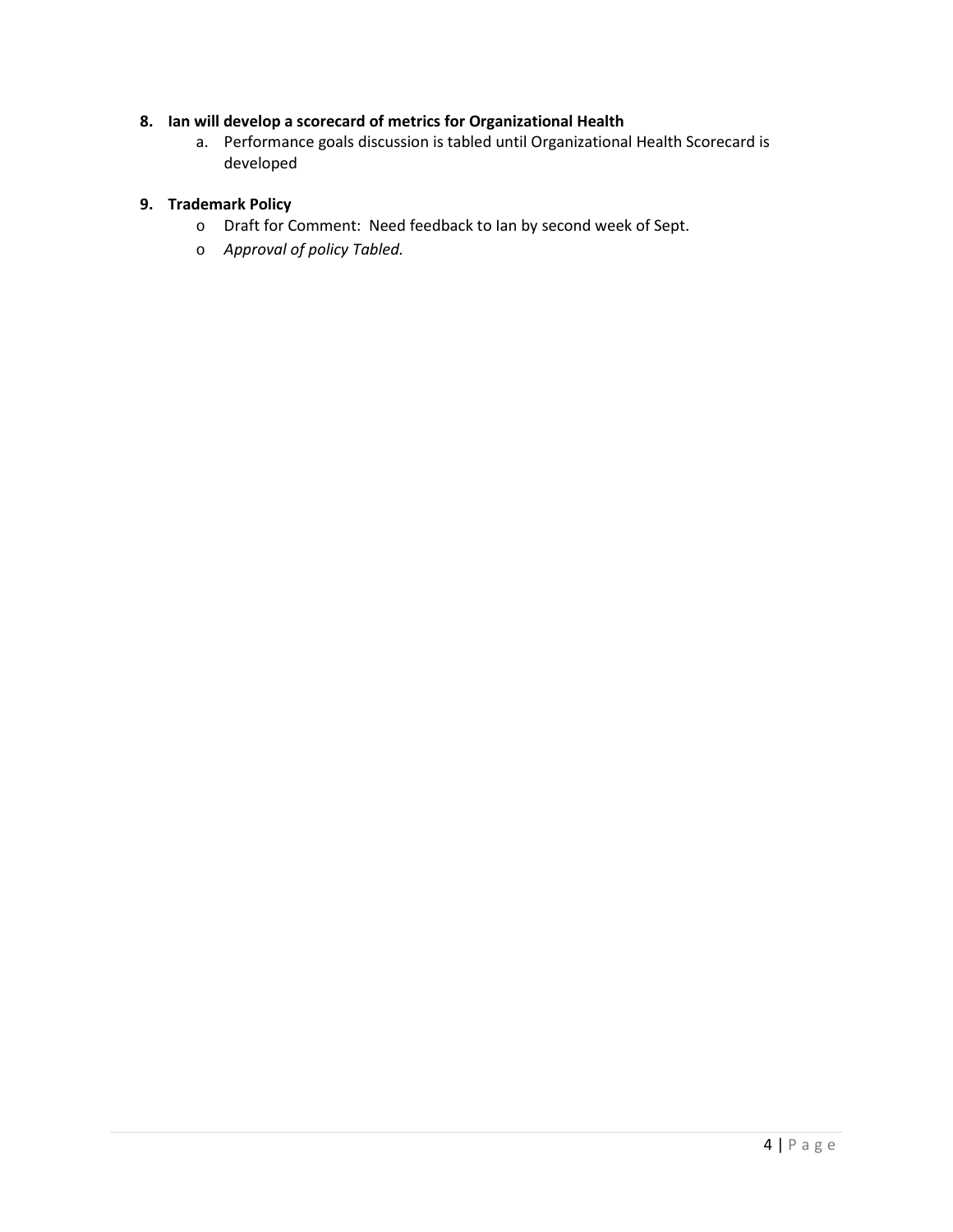8. **Ian will develop a scorecard of metrics for Organizational Health**
    a. Performance goals discussion is tabled until Organizational Health Scorecard is developed

9. **Trademark Policy**
    - Draft for Comment: Need feedback to Ian by second week of Sept.
    - *Approval of policy Tabled.*